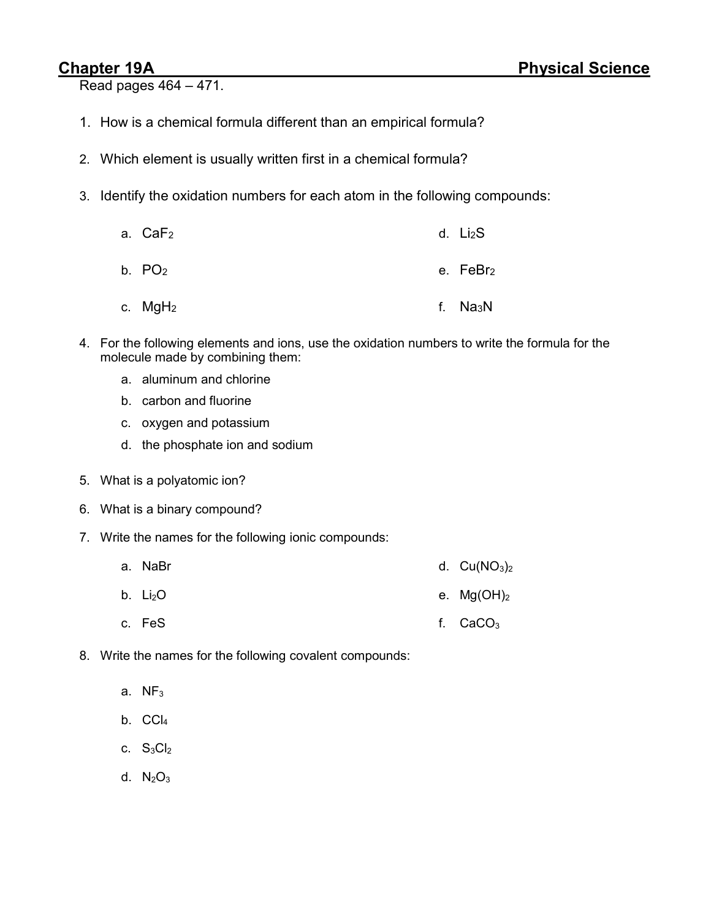# Chapter 19A Physical Science

Read pages 464 – 471.

1. How is a chemical formula different than an empirical formula?

2. Which element is usually written first in a chemical formula?

3. Identify the oxidation numbers for each atom in the following compounds:

   a. $CaF_2$

   b. $PO_2$

   c. $MgH_2$

   d. $Li_2S$

   e. $FeBr_2$

   f. $Na_3N$

4. For the following elements and ions, use the oxidation numbers to write the formula for the molecule made by combining them:
   a. aluminum and chlorine
   b. carbon and fluorine
   c. oxygen and potassium
   d. the phosphate ion and sodium

5. What is a polyatomic ion?

6. What is a binary compound?

7. Write the names for the following ionic compounds:

   a. $NaBr$

   b. $Li_2O$

   c. $FeS$

   d. $Cu(NO_3)_2$

   e. $Mg(OH)_2$

   f. $CaCO_3$

8. Write the names for the following covalent compounds:

   a. $NF_3$

   b. $CCl_4$

   c. $S_3Cl_2$

   d. $N_2O_3$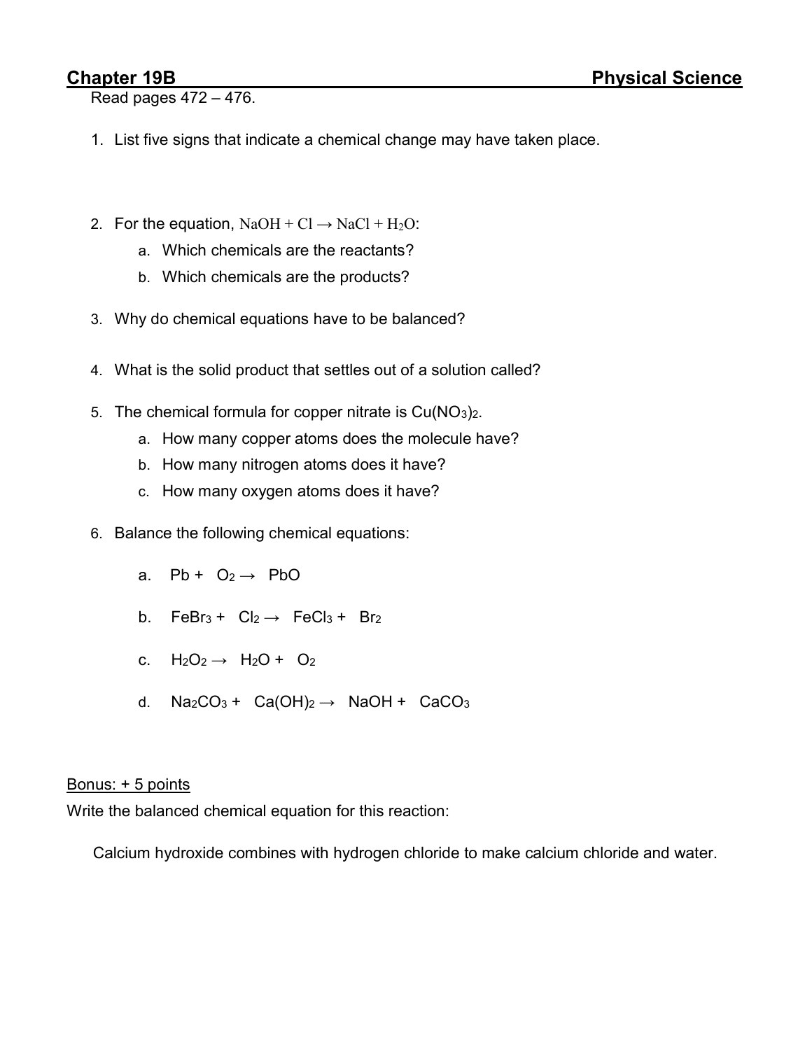## Chapter 19B Physical Science

Read pages 472 – 476.

1. List five signs that indicate a chemical change may have taken place.

2. For the equation, $NaOH + Cl \rightarrow NaCl + H_2O$:
   a. Which chemicals are the reactants?
   b. Which chemicals are the products?

3. Why do chemical equations have to be balanced?

4. What is the solid product that settles out of a solution called?

5. The chemical formula for copper nitrate is $Cu(NO_3)_2$.
   a. How many copper atoms does the molecule have?
   b. How many nitrogen atoms does it have?
   c. How many oxygen atoms does it have?

6. Balance the following chemical equations:

   a. $Pb + O_2 \rightarrow PbO$

   b. $FeBr_3 + Cl_2 \rightarrow FeCl_3 + Br_2$

   c. $H_2O_2 \rightarrow H_2O + O_2$

   d. $Na_2CO_3 + Ca(OH)_2 \rightarrow NaOH + CaCO_3$

<u>Bonus: + 5 points</u>

Write the balanced chemical equation for this reaction:

Calcium hydroxide combines with hydrogen chloride to make calcium chloride and water.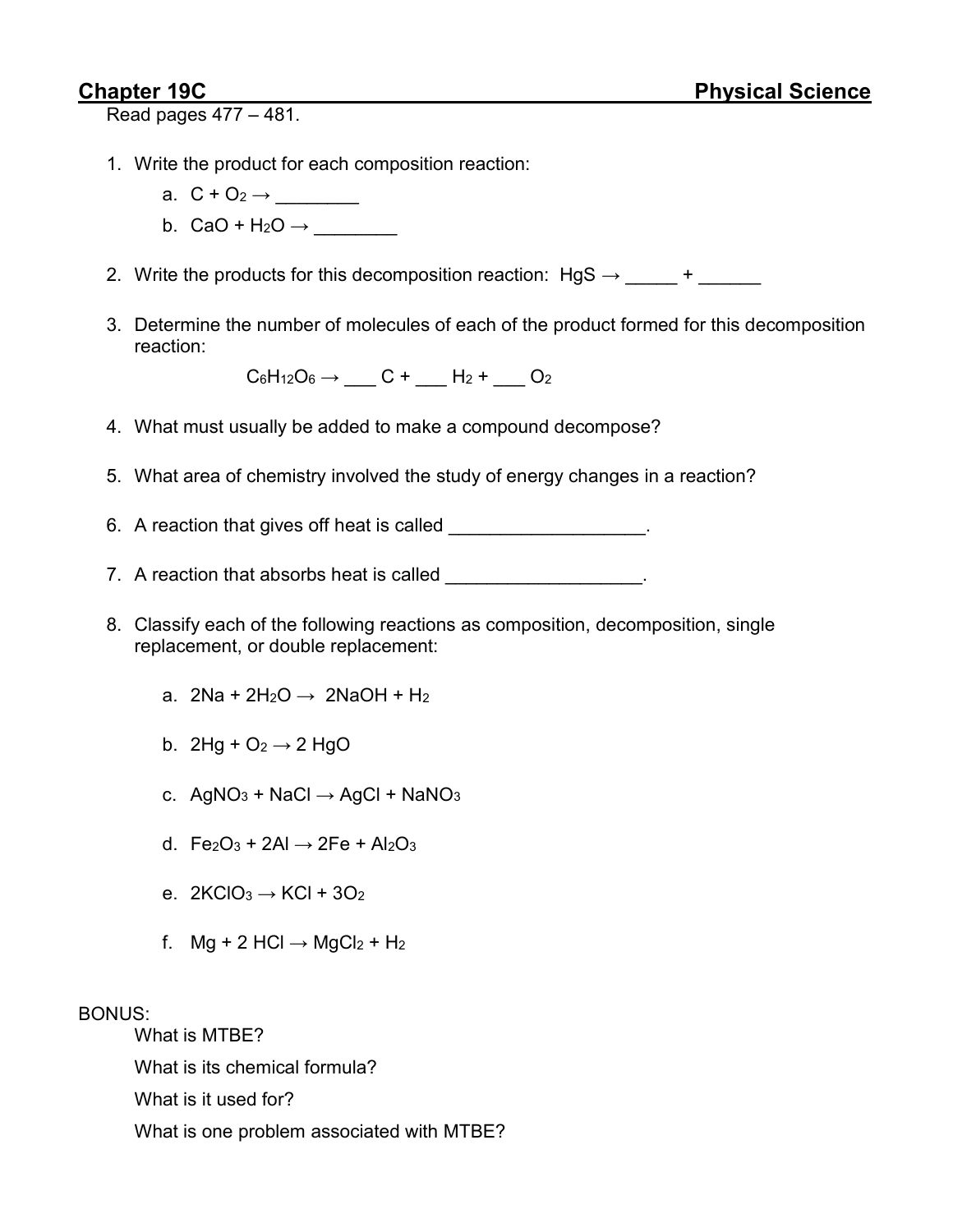## Chapter 19C — Physical Science

Read pages 477 – 481.

1. Write the product for each composition reaction:
   a. $C + O_2 \rightarrow$ ________
   b. $CaO + H_2O \rightarrow$ ________

2. Write the products for this decomposition reaction: $HgS \rightarrow$ _____ + ______

3. Determine the number of molecules of each of the product formed for this decomposition reaction:

   $$C_6H_{12}O_6 \rightarrow \_\_\_\ C + \_\_\_\ H_2 + \_\_\_\ O_2$$

4. What must usually be added to make a compound decompose?

5. What area of chemistry involved the study of energy changes in a reaction?

6. A reaction that gives off heat is called ___________________.

7. A reaction that absorbs heat is called ___________________.

8. Classify each of the following reactions as composition, decomposition, single replacement, or double replacement:

   a. $2Na + 2H_2O \rightarrow 2NaOH + H_2$

   b. $2Hg + O_2 \rightarrow 2\,HgO$

   c. $AgNO_3 + NaCl \rightarrow AgCl + NaNO_3$

   d. $Fe_2O_3 + 2Al \rightarrow 2Fe + Al_2O_3$

   e. $2KClO_3 \rightarrow KCl + 3O_2$

   f. $Mg + 2\,HCl \rightarrow MgCl_2 + H_2$

BONUS:

What is MTBE?

What is its chemical formula?

What is it used for?

What is one problem associated with MTBE?